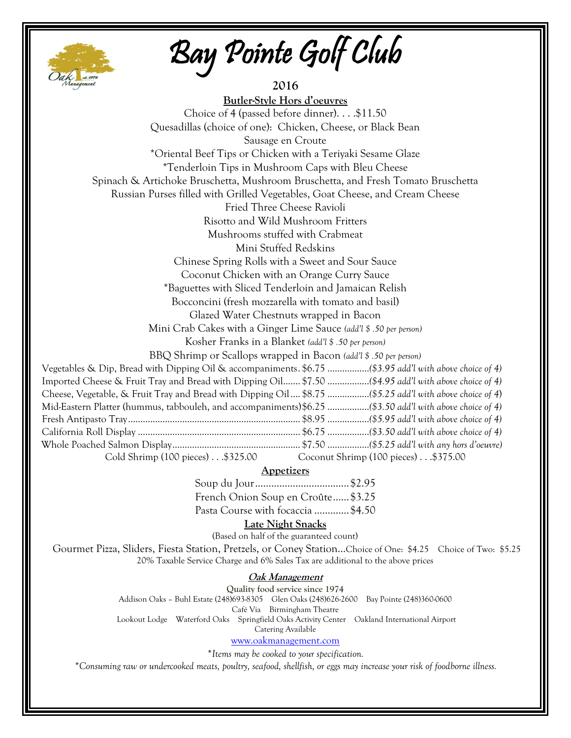# Bay Pointe Golf Club

**2016**

## Butler-Style Hors d'oeuvres

Choice of 4 (passed before dinner). . . .$11.50

Quesadillas (choice of one): Chicken, Cheese, or Black Bean

Sausage en Croute

*Oriental Beef Tips or Chicken with a Teriyaki Sesame Glaze

*Tenderloin Tips in Mushroom Caps with Bleu Cheese

Spinach & Artichoke Bruschetta, Mushroom Bruschetta, and Fresh Tomato Bruschetta

Russian Purses filled with Grilled Vegetables, Goat Cheese, and Cream Cheese

Fried Three Cheese Ravioli

Risotto and Wild Mushroom Fritters

Mushrooms stuffed with Crabmeat

Mini Stuffed Redskins

Chinese Spring Rolls with a Sweet and Sour Sauce

Coconut Chicken with an Orange Curry Sauce

*Baguettes with Sliced Tenderloin and Jamaican Relish

Bocconcini (fresh mozzarella with tomato and basil)

Glazed Water Chestnuts wrapped in Bacon

Mini Crab Cakes with a Ginger Lime Sauce *(add'l $ .50 per person)*

Kosher Franks in a Blanket *(add'l $ .50 per person)*

BBQ Shrimp or Scallops wrapped in Bacon *(add'l $ .50 per person)*

Vegetables & Dip, Bread with Dipping Oil & accompaniments. $6.75 .................*($3.95 add'l with above choice of 4)*

Imported Cheese & Fruit Tray and Bread with Dipping Oil....... $7.50 .................*($4.95 add'l with above choice of 4)*

Cheese, Vegetable, & Fruit Tray and Bread with Dipping Oil.... $8.75 .................*($5.25 add'l with above choice of 4)*

Mid-Eastern Platter (hummus, tabbouleh, and accompaniments) $6.25 .................*($3.50 add'l with above choice of 4)*

Fresh Antipasto Tray....................................................................... $8.95 .................*($5.95 add'l with above choice of 4)*

California Roll Display .................................................................... $6.75 .................*($3.50 add'l with above choice of 4)*

Whole Poached Salmon Display...................................................... $7.50 .................*($5.25 add'l with any hors d'oeuvre)*

Cold Shrimp (100 pieces) . . .$325.00 Coconut Shrimp (100 pieces) . . .$375.00

## Appetizers

Soup du Jour.................................... $2.95

French Onion Soup en Croûte...... $3.25

Pasta Course with focaccia ............. $4.50

## Late Night Snacks

(Based on half of the guaranteed count)

Gourmet Pizza, Sliders, Fiesta Station, Pretzels, or Coney Station…Choice of One: $4.25 Choice of Two: $5.25

20% Taxable Service Charge and 6% Sales Tax are additional to the above prices

***Oak Management***

**Quality food service since 1974**

Addison Oaks – Buhl Estate (248)693-8305 Glen Oaks (248)626-2600 Bay Pointe (248)360-0600

Café Via Birmingham Theatre

Lookout Lodge Waterford Oaks Springfield Oaks Activity Center Oakland International Airport

Catering Available

www.oakmanagement.com

**Items may be cooked to your specification.*

**Consuming raw or undercooked meats, poultry, seafood, shellfish, or eggs may increase your risk of foodborne illness.*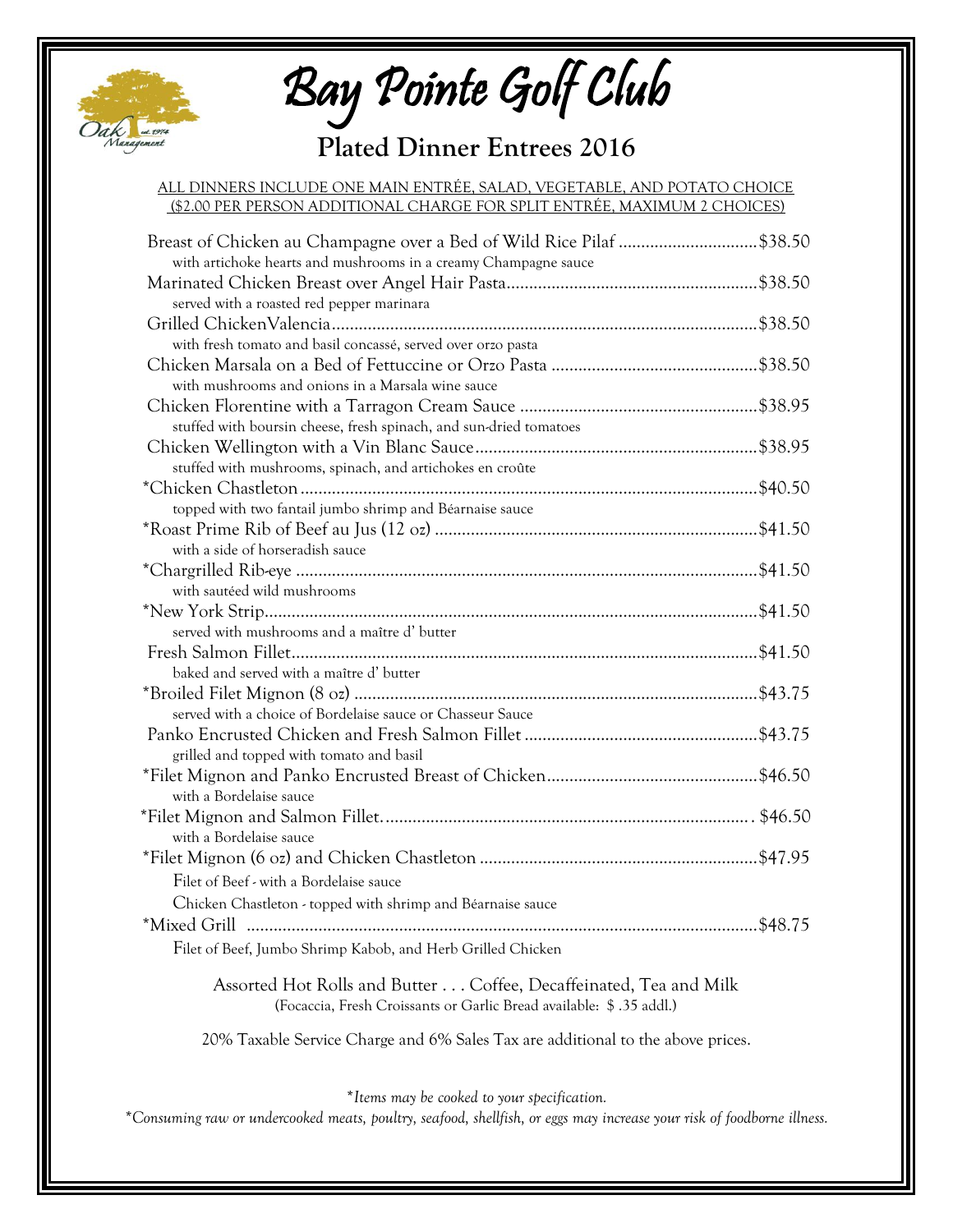# Bay Pointe Golf Club

## Plated Dinner Entrees 2016

ALL DINNERS INCLUDE ONE MAIN ENTRÉE, SALAD, VEGETABLE, AND POTATO CHOICE
($2.00 PER PERSON ADDITIONAL CHARGE FOR SPLIT ENTRÉE, MAXIMUM 2 CHOICES)

Breast of Chicken au Champagne over a Bed of Wild Rice Pilaf ............................... $38.50
with artichoke hearts and mushrooms in a creamy Champagne sauce

Marinated Chicken Breast over Angel Hair Pasta........................................................ $38.50
served with a roasted red pepper marinara

Grilled ChickenValencia............................................................................................... $38.50
with fresh tomato and basil concassé, served over orzo pasta

Chicken Marsala on a Bed of Fettuccine or Orzo Pasta .............................................. $38.50
with mushrooms and onions in a Marsala wine sauce

Chicken Florentine with a Tarragon Cream Sauce ..................................................... $38.95
stuffed with boursin cheese, fresh spinach, and sun-dried tomatoes

Chicken Wellington with a Vin Blanc Sauce............................................................... $38.95
stuffed with mushrooms, spinach, and artichokes en croûte

*Chicken Chastleton ..................................................................................................... $40.50
topped with two fantail jumbo shrimp and Béarnaise sauce

*Roast Prime Rib of Beef au Jus (12 oz) ....................................................................... $41.50
with a side of horseradish sauce

*Chargrilled Rib-eye ...................................................................................................... $41.50
with sautéed wild mushrooms

*New York Strip............................................................................................................. $41.50
served with mushrooms and a maître d' butter

Fresh Salmon Fillet........................................................................................................ $41.50
baked and served with a maître d' butter

*Broiled Filet Mignon (8 oz) .......................................................................................... $43.75
served with a choice of Bordelaise sauce or Chasseur Sauce

Panko Encrusted Chicken and Fresh Salmon Fillet .................................................... $43.75
grilled and topped with tomato and basil

*Filet Mignon and Panko Encrusted Breast of Chicken............................................... $46.50
with a Bordelaise sauce

*Filet Mignon and Salmon Fillet.................................................................................. $46.50
with a Bordelaise sauce

*Filet Mignon (6 oz) and Chicken Chastleton .............................................................. $47.95
Filet of Beef - with a Bordelaise sauce
Chicken Chastleton - topped with shrimp and Béarnaise sauce

*Mixed Grill .................................................................................................................. $48.75
Filet of Beef, Jumbo Shrimp Kabob, and Herb Grilled Chicken

Assorted Hot Rolls and Butter . . . Coffee, Decaffeinated, Tea and Milk
(Focaccia, Fresh Croissants or Garlic Bread available: $ .35 addl.)

20% Taxable Service Charge and 6% Sales Tax are additional to the above prices.

*\*Items may be cooked to your specification.*
*\*Consuming raw or undercooked meats, poultry, seafood, shellfish, or eggs may increase your risk of foodborne illness.*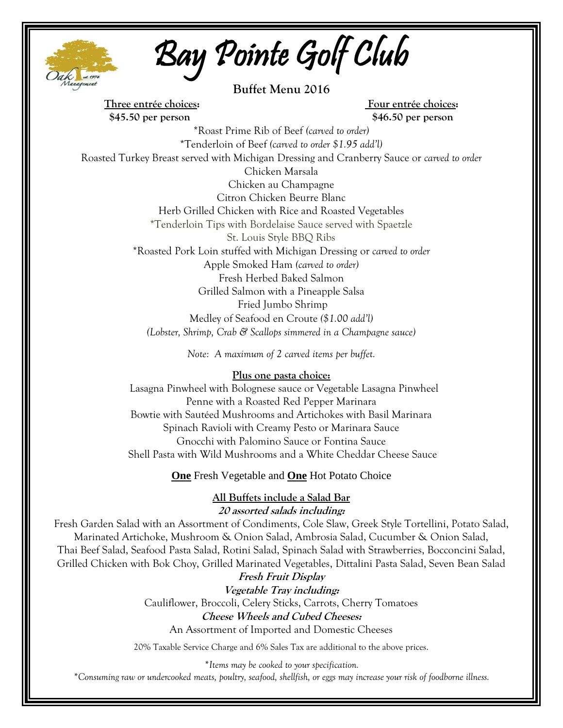# Bay Pointe Golf Club

## Buffet Menu 2016

**Three entrée choices:**
**$45.50 per person**

**Four entrée choices:**
**$46.50 per person**

*Roast Prime Rib of Beef *(carved to order)*
*Tenderloin of Beef *(carved to order $1.95 add'l)*
Roasted Turkey Breast served with Michigan Dressing and Cranberry Sauce or *carved to order*
Chicken Marsala
Chicken au Champagne
Citron Chicken Beurre Blanc
Herb Grilled Chicken with Rice and Roasted Vegetables
*Tenderloin Tips with Bordelaise Sauce served with Spaetzle
St. Louis Style BBQ Ribs
*Roasted Pork Loin stuffed with Michigan Dressing or *carved to order*
Apple Smoked Ham *(carved to order)*
Fresh Herbed Baked Salmon
Grilled Salmon with a Pineapple Salsa
Fried Jumbo Shrimp
Medley of Seafood en Croute *($1.00 add'l)*
*(Lobster, Shrimp, Crab & Scallops simmered in a Champagne sauce)*

*Note: A maximum of 2 carved items per buffet.*

**Plus one pasta choice:**

Lasagna Pinwheel with Bolognese sauce or Vegetable Lasagna Pinwheel
Penne with a Roasted Red Pepper Marinara
Bowtie with Sautéed Mushrooms and Artichokes with Basil Marinara
Spinach Ravioli with Creamy Pesto or Marinara Sauce
Gnocchi with Palomino Sauce or Fontina Sauce
Shell Pasta with Wild Mushrooms and a White Cheddar Cheese Sauce

**One** Fresh Vegetable and **One** Hot Potato Choice

**All Buffets include a Salad Bar**

***20 assorted salads including:***

Fresh Garden Salad with an Assortment of Condiments, Cole Slaw, Greek Style Tortellini, Potato Salad, Marinated Artichoke, Mushroom & Onion Salad, Ambrosia Salad, Cucumber & Onion Salad, Thai Beef Salad, Seafood Pasta Salad, Rotini Salad, Spinach Salad with Strawberries, Bocconcini Salad, Grilled Chicken with Bok Choy, Grilled Marinated Vegetables, Dittalini Pasta Salad, Seven Bean Salad

***Fresh Fruit Display***

***Vegetable Tray including:***

Cauliflower, Broccoli, Celery Sticks, Carrots, Cherry Tomatoes

***Cheese Wheels and Cubed Cheeses:***

An Assortment of Imported and Domestic Cheeses

20% Taxable Service Charge and 6% Sales Tax are additional to the above prices.

**Items may be cooked to your specification.*

**Consuming raw or undercooked meats, poultry, seafood, shellfish, or eggs may increase your risk of foodborne illness.*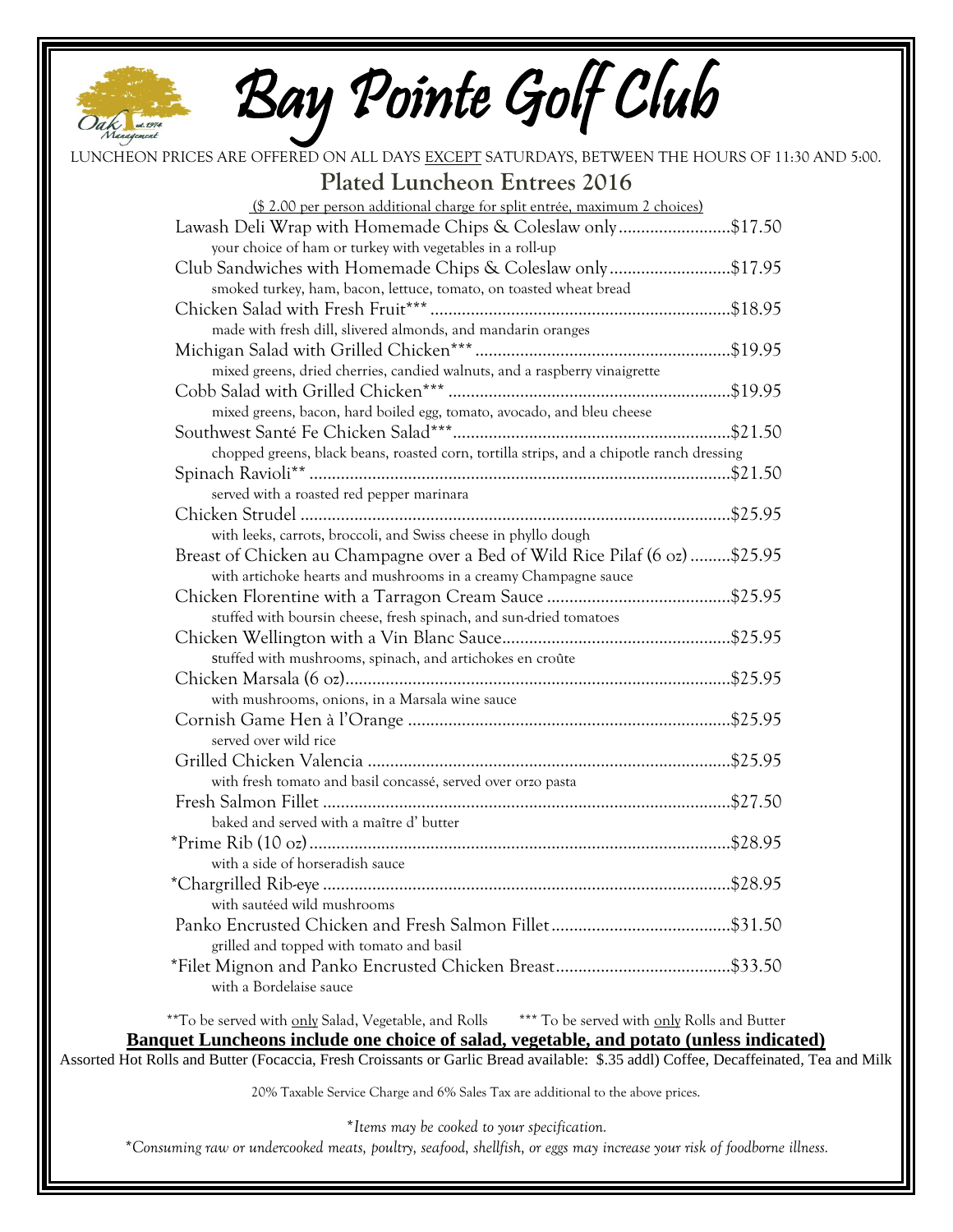# Bay Pointe Golf Club

LUNCHEON PRICES ARE OFFERED ON ALL DAYS EXCEPT SATURDAYS, BETWEEN THE HOURS OF 11:30 AND 5:00.

## Plated Luncheon Entrees 2016

($ 2.00 per person additional charge for split entrée, maximum 2 choices)

Lawash Deli Wrap with Homemade Chips & Coleslaw only ......................... $17.50
your choice of ham or turkey with vegetables in a roll-up

Club Sandwiches with Homemade Chips & Coleslaw only ........................... $17.95
smoked turkey, ham, bacon, lettuce, tomato, on toasted wheat bread

Chicken Salad with Fresh Fruit*** .................................................................. $18.95
made with fresh dill, slivered almonds, and mandarin oranges

Michigan Salad with Grilled Chicken*** ......................................................... $19.95
mixed greens, dried cherries, candied walnuts, and a raspberry vinaigrette

Cobb Salad with Grilled Chicken*** ............................................................... $19.95
mixed greens, bacon, hard boiled egg, tomato, avocado, and bleu cheese

Southwest Santé Fe Chicken Salad*** .............................................................. $21.50
chopped greens, black beans, roasted corn, tortilla strips, and a chipotle ranch dressing

Spinach Ravioli** ............................................................................................... $21.50
served with a roasted red pepper marinara

Chicken Strudel .................................................................................................. $25.95
with leeks, carrots, broccoli, and Swiss cheese in phyllo dough

Breast of Chicken au Champagne over a Bed of Wild Rice Pilaf (6 oz) ......... $25.95
with artichoke hearts and mushrooms in a creamy Champagne sauce

Chicken Florentine with a Tarragon Cream Sauce .......................................... $25.95
stuffed with boursin cheese, fresh spinach, and sun-dried tomatoes

Chicken Wellington with a Vin Blanc Sauce ..................................................... $25.95
stuffed with mushrooms, spinach, and artichokes en croûte

Chicken Marsala (6 oz) ....................................................................................... $25.95
with mushrooms, onions, in a Marsala wine sauce

Cornish Game Hen à l'Orange ........................................................................... $25.95
served over wild rice

Grilled Chicken Valencia .................................................................................... $25.95
with fresh tomato and basil concassé, served over orzo pasta

Fresh Salmon Fillet ............................................................................................. $27.50
baked and served with a maître d' butter

*Prime Rib (10 oz) ............................................................................................... $28.95
with a side of horseradish sauce

*Chargrilled Rib-eye ............................................................................................ $28.95
with sautéed wild mushrooms

Panko Encrusted Chicken and Fresh Salmon Fillet ......................................... $31.50
grilled and topped with tomato and basil

*Filet Mignon and Panko Encrusted Chicken Breast ........................................ $33.50
with a Bordelaise sauce

**To be served with only Salad, Vegetable, and Rolls *** To be served with only Rolls and Butter

**Banquet Luncheons include one choice of salad, vegetable, and potato (unless indicated)**

Assorted Hot Rolls and Butter (Focaccia, Fresh Croissants or Garlic Bread available: $.35 addl) Coffee, Decaffeinated, Tea and Milk

20% Taxable Service Charge and 6% Sales Tax are additional to the above prices.

*\*Items may be cooked to your specification.*

*\*Consuming raw or undercooked meats, poultry, seafood, shellfish, or eggs may increase your risk of foodborne illness.*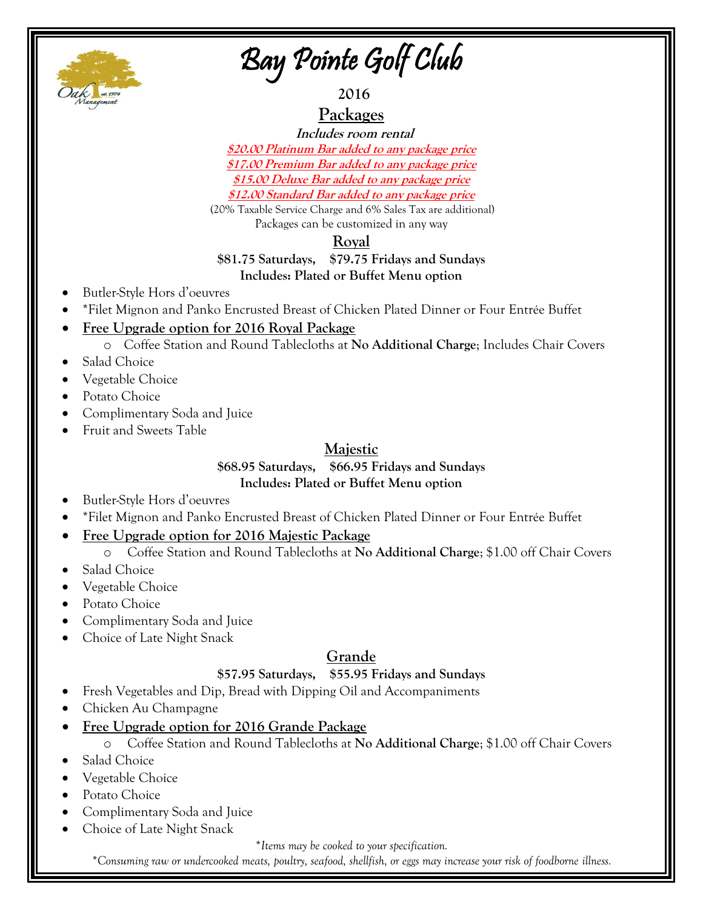# Bay Pointe Golf Club

**2016**

## Packages

***Includes room rental***

***$20.00 Platinum Bar added to any package price***

***$17.00 Premium Bar added to any package price***

***$15.00 Deluxe Bar added to any package price***

***$12.00 Standard Bar added to any package price***

(20% Taxable Service Charge and 6% Sales Tax are additional)

Packages can be customized in any way

### Royal

**$81.75 Saturdays, $79.75 Fridays and Sundays**

**Includes: Plated or Buffet Menu option**

- Butler-Style Hors d'oeuvres
- *Filet Mignon and Panko Encrusted Breast of Chicken Plated Dinner or Four Entrée Buffet
- **Free Upgrade option for 2016 Royal Package**
  - Coffee Station and Round Tablecloths at **No Additional Charge**; Includes Chair Covers
- Salad Choice
- Vegetable Choice
- Potato Choice
- Complimentary Soda and Juice
- Fruit and Sweets Table

### Majestic

**$68.95 Saturdays, $66.95 Fridays and Sundays**

**Includes: Plated or Buffet Menu option**

- Butler-Style Hors d'oeuvres
- *Filet Mignon and Panko Encrusted Breast of Chicken Plated Dinner or Four Entrée Buffet
- **Free Upgrade option for 2016 Majestic Package**
  - Coffee Station and Round Tablecloths at **No Additional Charge**; $1.00 off Chair Covers
- Salad Choice
- Vegetable Choice
- Potato Choice
- Complimentary Soda and Juice
- Choice of Late Night Snack

### Grande

**$57.95 Saturdays, $55.95 Fridays and Sundays**

- Fresh Vegetables and Dip, Bread with Dipping Oil and Accompaniments
- Chicken Au Champagne
- **Free Upgrade option for 2016 Grande Package**
  - Coffee Station and Round Tablecloths at **No Additional Charge**; $1.00 off Chair Covers
- Salad Choice
- Vegetable Choice
- Potato Choice
- Complimentary Soda and Juice
- Choice of Late Night Snack

*\*Items may be cooked to your specification.*

*\*Consuming raw or undercooked meats, poultry, seafood, shellfish, or eggs may increase your risk of foodborne illness.*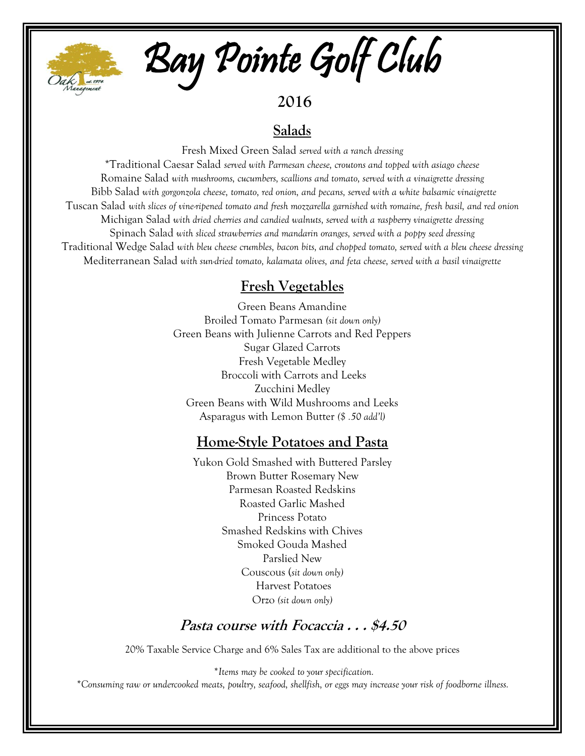# Bay Pointe Golf Club

**2016**

## Salads

Fresh Mixed Green Salad *served with a ranch dressing*
*Traditional Caesar Salad *served with Parmesan cheese, croutons and topped with asiago cheese*
Romaine Salad *with mushrooms, cucumbers, scallions and tomato, served with a vinaigrette dressing*
Bibb Salad *with gorgonzola cheese, tomato, red onion, and pecans, served with a white balsamic vinaigrette*
Tuscan Salad *with slices of vine-ripened tomato and fresh mozzarella garnished with romaine, fresh basil, and red onion*
Michigan Salad *with dried cherries and candied walnuts, served with a raspberry vinaigrette dressing*
Spinach Salad *with sliced strawberries and mandarin oranges, served with a poppy seed dressing*
Traditional Wedge Salad *with bleu cheese crumbles, bacon bits, and chopped tomato, served with a bleu cheese dressing*
Mediterranean Salad *with sun-dried tomato, kalamata olives, and feta cheese, served with a basil vinaigrette*

## Fresh Vegetables

Green Beans Amandine
Broiled Tomato Parmesan *(sit down only)*
Green Beans with Julienne Carrots and Red Peppers
Sugar Glazed Carrots
Fresh Vegetable Medley
Broccoli with Carrots and Leeks
Zucchini Medley
Green Beans with Wild Mushrooms and Leeks
Asparagus with Lemon Butter *($ .50 add'l)*

## Home-Style Potatoes and Pasta

Yukon Gold Smashed with Buttered Parsley
Brown Butter Rosemary New
Parmesan Roasted Redskins
Roasted Garlic Mashed
Princess Potato
Smashed Redskins with Chives
Smoked Gouda Mashed
Parslied New
Couscous (*sit down only)*
Harvest Potatoes
Orzo *(sit down only)*

### *Pasta course with Focaccia . . . $4.50*

20% Taxable Service Charge and 6% Sales Tax are additional to the above prices

**Items may be cooked to your specification.*
**Consuming raw or undercooked meats, poultry, seafood, shellfish, or eggs may increase your risk of foodborne illness.*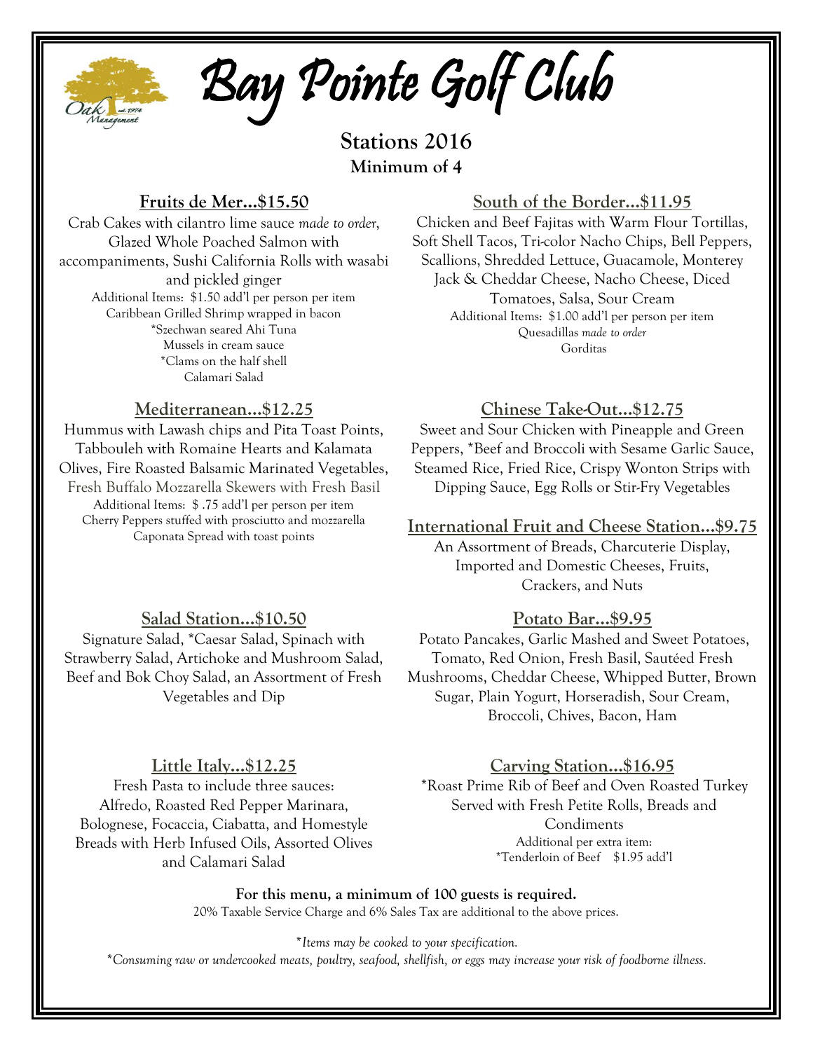# Bay Pointe Golf Club

## Stations 2016

**Minimum of 4**

### Fruits de Mer…$15.50

Crab Cakes with cilantro lime sauce *made to order*, Glazed Whole Poached Salmon with accompaniments, Sushi California Rolls with wasabi and pickled ginger

Additional Items: $1.50 add'l per person per item
Caribbean Grilled Shrimp wrapped in bacon
*Szechwan seared Ahi Tuna
Mussels in cream sauce
*Clams on the half shell
Calamari Salad

### Mediterranean…$12.25

Hummus with Lawash chips and Pita Toast Points, Tabbouleh with Romaine Hearts and Kalamata Olives, Fire Roasted Balsamic Marinated Vegetables, Fresh Buffalo Mozzarella Skewers with Fresh Basil

Additional Items: $ .75 add'l per person per item
Cherry Peppers stuffed with prosciutto and mozzarella
Caponata Spread with toast points

### Salad Station…$10.50

Signature Salad, *Caesar Salad, Spinach with Strawberry Salad, Artichoke and Mushroom Salad, Beef and Bok Choy Salad, an Assortment of Fresh Vegetables and Dip

### Little Italy…$12.25

Fresh Pasta to include three sauces: Alfredo, Roasted Red Pepper Marinara, Bolognese, Focaccia, Ciabatta, and Homestyle Breads with Herb Infused Oils, Assorted Olives and Calamari Salad

### South of the Border…$11.95

Chicken and Beef Fajitas with Warm Flour Tortillas, Soft Shell Tacos, Tri-color Nacho Chips, Bell Peppers, Scallions, Shredded Lettuce, Guacamole, Monterey Jack & Cheddar Cheese, Nacho Cheese, Diced Tomatoes, Salsa, Sour Cream

Additional Items: $1.00 add'l per person per item
Quesadillas *made to order*
Gorditas

### Chinese Take-Out…$12.75

Sweet and Sour Chicken with Pineapple and Green Peppers, *Beef and Broccoli with Sesame Garlic Sauce, Steamed Rice, Fried Rice, Crispy Wonton Strips with Dipping Sauce, Egg Rolls or Stir-Fry Vegetables

### International Fruit and Cheese Station…$9.75

An Assortment of Breads, Charcuterie Display, Imported and Domestic Cheeses, Fruits, Crackers, and Nuts

### Potato Bar…$9.95

Potato Pancakes, Garlic Mashed and Sweet Potatoes, Tomato, Red Onion, Fresh Basil, Sautéed Fresh Mushrooms, Cheddar Cheese, Whipped Butter, Brown Sugar, Plain Yogurt, Horseradish, Sour Cream, Broccoli, Chives, Bacon, Ham

### Carving Station…$16.95

*Roast Prime Rib of Beef and Oven Roasted Turkey Served with Fresh Petite Rolls, Breads and Condiments

Additional per extra item:
*Tenderloin of Beef $1.95 add'l

**For this menu, a minimum of 100 guests is required.**

20% Taxable Service Charge and 6% Sales Tax are additional to the above prices.

*\*Items may be cooked to your specification.*

*\*Consuming raw or undercooked meats, poultry, seafood, shellfish, or eggs may increase your risk of foodborne illness.*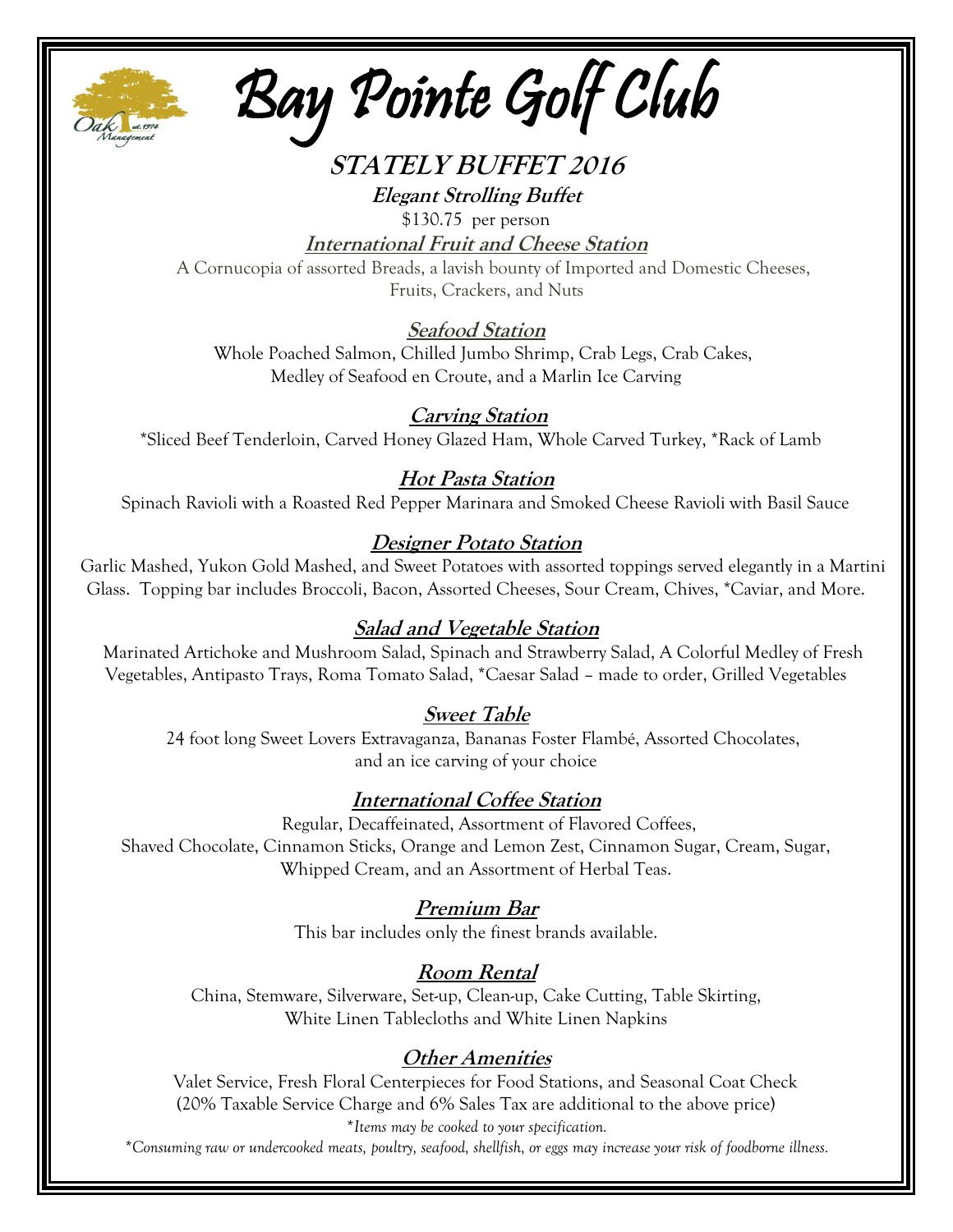# Bay Pointe Golf Club

## STATELY BUFFET 2016

**Elegant Strolling Buffet**

$130.75 per person

### International Fruit and Cheese Station

A Cornucopia of assorted Breads, a lavish bounty of Imported and Domestic Cheeses, Fruits, Crackers, and Nuts

### Seafood Station

Whole Poached Salmon, Chilled Jumbo Shrimp, Crab Legs, Crab Cakes, Medley of Seafood en Croute, and a Marlin Ice Carving

### Carving Station

*Sliced Beef Tenderloin, Carved Honey Glazed Ham, Whole Carved Turkey, *Rack of Lamb

### Hot Pasta Station

Spinach Ravioli with a Roasted Red Pepper Marinara and Smoked Cheese Ravioli with Basil Sauce

### Designer Potato Station

Garlic Mashed, Yukon Gold Mashed, and Sweet Potatoes with assorted toppings served elegantly in a Martini Glass. Topping bar includes Broccoli, Bacon, Assorted Cheeses, Sour Cream, Chives, *Caviar, and More.

### Salad and Vegetable Station

Marinated Artichoke and Mushroom Salad, Spinach and Strawberry Salad, A Colorful Medley of Fresh Vegetables, Antipasto Trays, Roma Tomato Salad, *Caesar Salad – made to order, Grilled Vegetables

### Sweet Table

24 foot long Sweet Lovers Extravaganza, Bananas Foster Flambé, Assorted Chocolates, and an ice carving of your choice

### International Coffee Station

Regular, Decaffeinated, Assortment of Flavored Coffees, Shaved Chocolate, Cinnamon Sticks, Orange and Lemon Zest, Cinnamon Sugar, Cream, Sugar, Whipped Cream, and an Assortment of Herbal Teas.

### Premium Bar

This bar includes only the finest brands available.

### Room Rental

China, Stemware, Silverware, Set-up, Clean-up, Cake Cutting, Table Skirting, White Linen Tablecloths and White Linen Napkins

### Other Amenities

Valet Service, Fresh Floral Centerpieces for Food Stations, and Seasonal Coat Check

(20% Taxable Service Charge and 6% Sales Tax are additional to the above price)

*\*Items may be cooked to your specification.*

*\*Consuming raw or undercooked meats, poultry, seafood, shellfish, or eggs may increase your risk of foodborne illness.*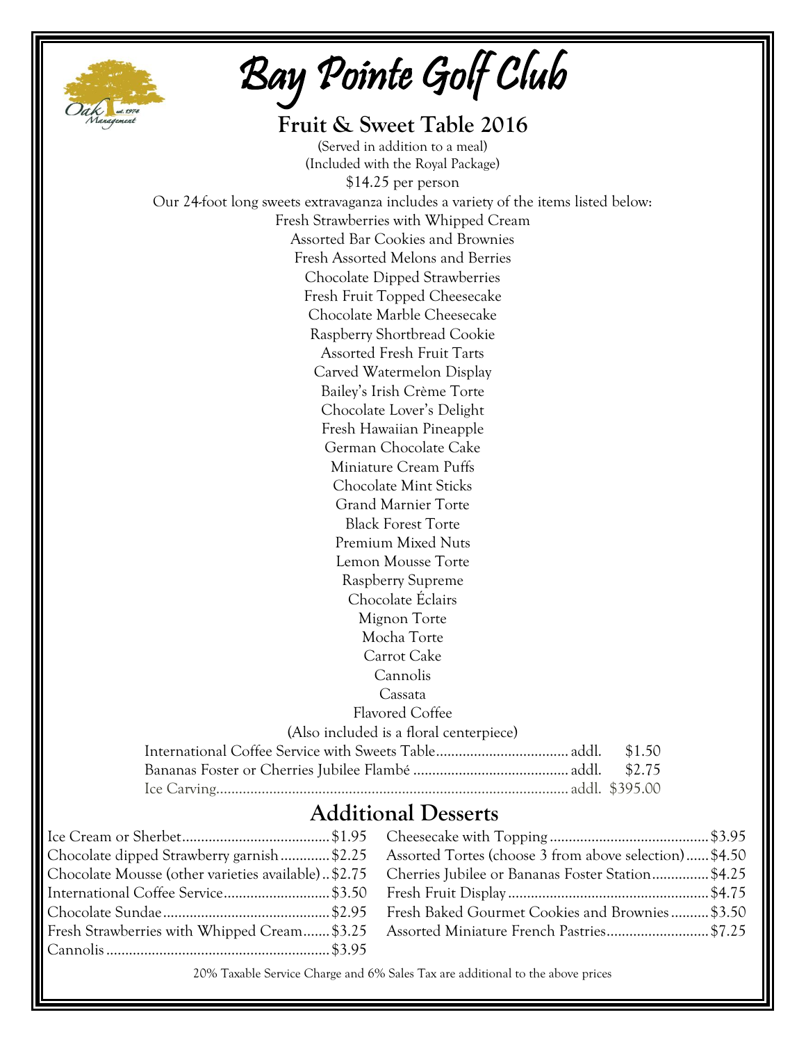# Bay Pointe Golf Club

## Fruit & Sweet Table 2016

(Served in addition to a meal)
(Included with the Royal Package)
$14.25 per person

Our 24-foot long sweets extravaganza includes a variety of the items listed below:

Fresh Strawberries with Whipped Cream
Assorted Bar Cookies and Brownies
Fresh Assorted Melons and Berries
Chocolate Dipped Strawberries
Fresh Fruit Topped Cheesecake
Chocolate Marble Cheesecake
Raspberry Shortbread Cookie
Assorted Fresh Fruit Tarts
Carved Watermelon Display
Bailey's Irish Crème Torte
Chocolate Lover's Delight
Fresh Hawaiian Pineapple
German Chocolate Cake
Miniature Cream Puffs
Chocolate Mint Sticks
Grand Marnier Torte
Black Forest Torte
Premium Mixed Nuts
Lemon Mousse Torte
Raspberry Supreme
Chocolate Éclairs
Mignon Torte
Mocha Torte
Carrot Cake
Cannolis
Cassata
Flavored Coffee
(Also included is a floral centerpiece)

International Coffee Service with Sweets Table.................................. addl. $1.50
Bananas Foster or Cherries Jubilee Flambé ......................................... addl. $2.75
Ice Carving........................................................................................... addl. $395.00

## Additional Desserts

Ice Cream or Sherbet....................................... $1.95
Chocolate dipped Strawberry garnish ............. $2.25
Chocolate Mousse (other varieties available).. $2.75
International Coffee Service............................ $3.50
Chocolate Sundae........................................... $2.95
Fresh Strawberries with Whipped Cream....... $3.25
Cannolis.......................................................... $3.95
Cheesecake with Topping ........................................ $3.95
Assorted Tortes (choose 3 from above selection)...... $4.50
Cherries Jubilee or Bananas Foster Station............... $4.25
Fresh Fruit Display.................................................... $4.75
Fresh Baked Gourmet Cookies and Brownies.......... $3.50
Assorted Miniature French Pastries.......................... $7.25

20% Taxable Service Charge and 6% Sales Tax are additional to the above prices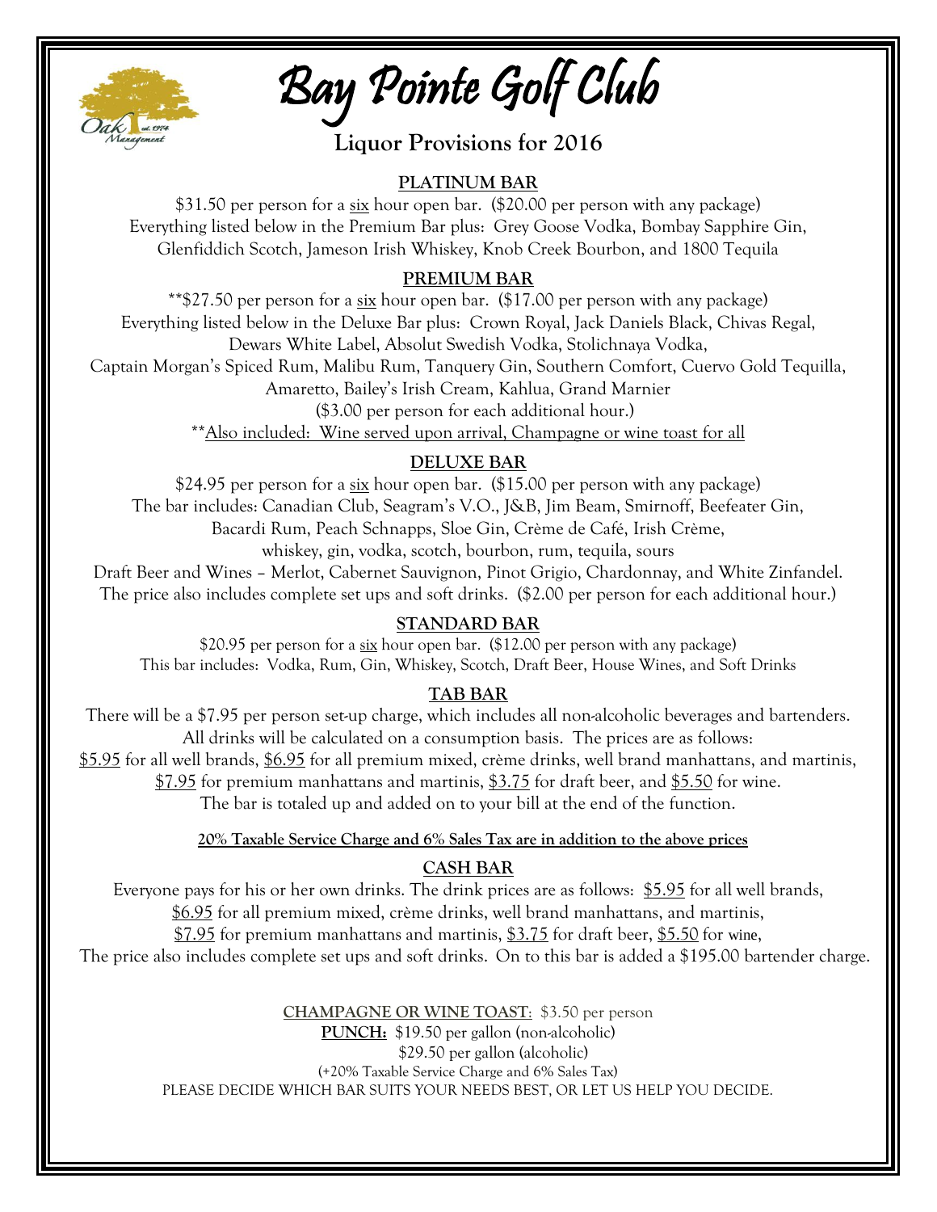# Bay Pointe Golf Club

## Liquor Provisions for 2016

### PLATINUM BAR

$31.50 per person for a six hour open bar. ($20.00 per person with any package)
Everything listed below in the Premium Bar plus: Grey Goose Vodka, Bombay Sapphire Gin, Glenfiddich Scotch, Jameson Irish Whiskey, Knob Creek Bourbon, and 1800 Tequila

### PREMIUM BAR

**$27.50 per person for a six hour open bar. ($17.00 per person with any package)
Everything listed below in the Deluxe Bar plus: Crown Royal, Jack Daniels Black, Chivas Regal, Dewars White Label, Absolut Swedish Vodka, Stolichnaya Vodka, Captain Morgan's Spiced Rum, Malibu Rum, Tanquery Gin, Southern Comfort, Cuervo Gold Tequilla, Amaretto, Bailey's Irish Cream, Kahlua, Grand Marnier
($3.00 per person for each additional hour.)
**Also included: Wine served upon arrival, Champagne or wine toast for all

### DELUXE BAR

$24.95 per person for a six hour open bar. ($15.00 per person with any package)
The bar includes: Canadian Club, Seagram's V.O., J&B, Jim Beam, Smirnoff, Beefeater Gin, Bacardi Rum, Peach Schnapps, Sloe Gin, Crème de Café, Irish Crème, whiskey, gin, vodka, scotch, bourbon, rum, tequila, sours
Draft Beer and Wines – Merlot, Cabernet Sauvignon, Pinot Grigio, Chardonnay, and White Zinfandel.
The price also includes complete set ups and soft drinks. ($2.00 per person for each additional hour.)

### STANDARD BAR

$20.95 per person for a six hour open bar. ($12.00 per person with any package)
This bar includes: Vodka, Rum, Gin, Whiskey, Scotch, Draft Beer, House Wines, and Soft Drinks

### TAB BAR

There will be a $7.95 per person set-up charge, which includes all non-alcoholic beverages and bartenders.
All drinks will be calculated on a consumption basis. The prices are as follows:
$5.95 for all well brands, $6.95 for all premium mixed, crème drinks, well brand manhattans, and martinis, $7.95 for premium manhattans and martinis, $3.75 for draft beer, and $5.50 for wine.
The bar is totaled up and added on to your bill at the end of the function.

**20% Taxable Service Charge and 6% Sales Tax are in addition to the above prices**

### CASH BAR

Everyone pays for his or her own drinks. The drink prices are as follows: $5.95 for all well brands, $6.95 for all premium mixed, crème drinks, well brand manhattans, and martinis, $7.95 for premium manhattans and martinis, $3.75 for draft beer, $5.50 for wine,
The price also includes complete set ups and soft drinks. On to this bar is added a $195.00 bartender charge.

**CHAMPAGNE OR WINE TOAST**: $3.50 per person
**PUNCH:** $19.50 per gallon (non-alcoholic)
$29.50 per gallon (alcoholic)
(+20% Taxable Service Charge and 6% Sales Tax)
PLEASE DECIDE WHICH BAR SUITS YOUR NEEDS BEST, OR LET US HELP YOU DECIDE.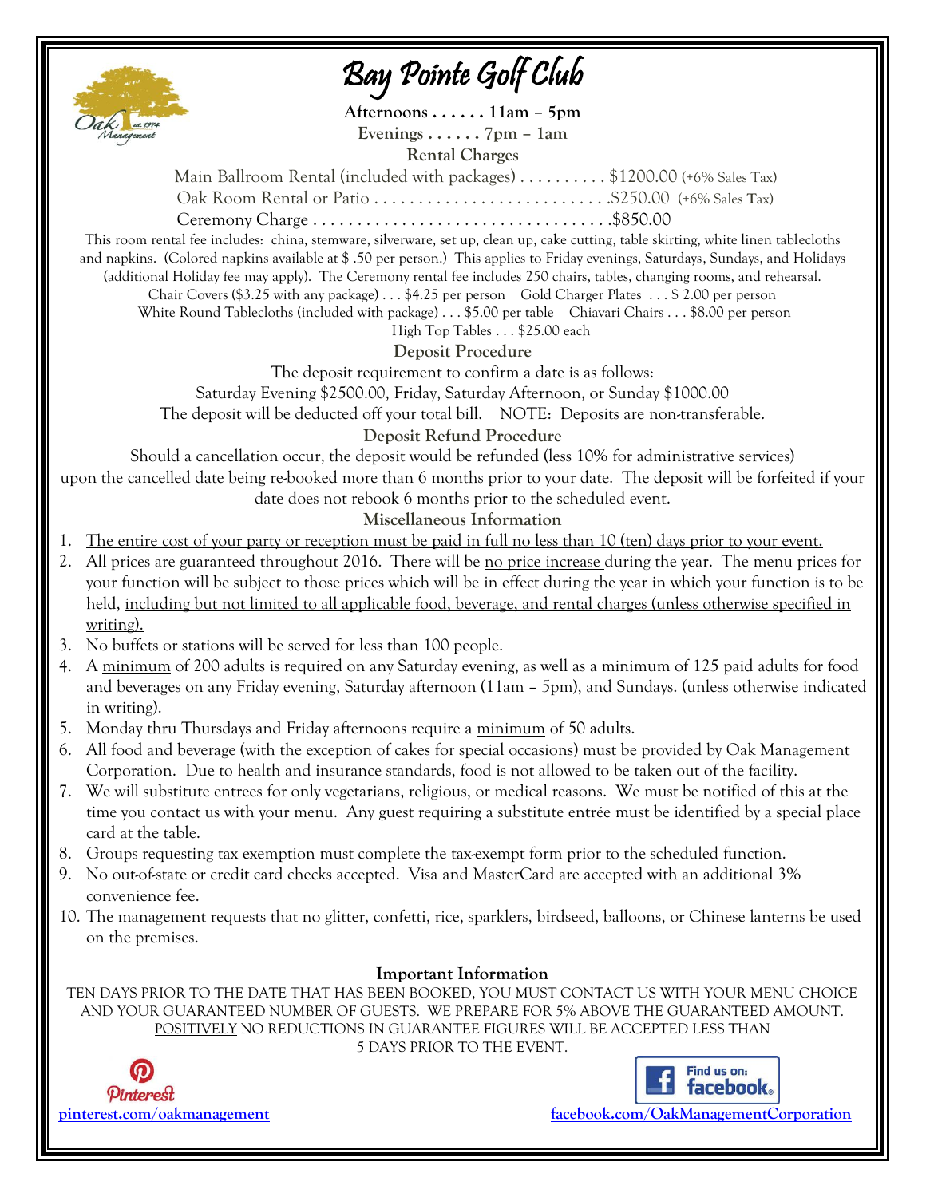# Bay Pointe Golf Club

**Afternoons . . . . . . 11am – 5pm**

**Evenings . . . . . . 7pm – 1am**

**Rental Charges**

Main Ballroom Rental (included with packages) . . . . . . . . . . $1200.00 (+6% Sales Tax)

Oak Room Rental or Patio . . . . . . . . . . . . . . . . . . . . . . . . . . .$250.00 (+6% Sales Tax)

Ceremony Charge . . . . . . . . . . . . . . . . . . . . . . . . . . . . . . . . . .$850.00

This room rental fee includes: china, stemware, silverware, set up, clean up, cake cutting, table skirting, white linen tablecloths and napkins. (Colored napkins available at $ .50 per person.) This applies to Friday evenings, Saturdays, Sundays, and Holidays (additional Holiday fee may apply). The Ceremony rental fee includes 250 chairs, tables, changing rooms, and rehearsal.

Chair Covers ($3.25 with any package) . . . $4.25 per person    Gold Charger Plates . . . $ 2.00 per person

White Round Tablecloths (included with package) . . . $5.00 per table    Chiavari Chairs . . . $8.00 per person

High Top Tables . . . $25.00 each

**Deposit Procedure**

The deposit requirement to confirm a date is as follows:

Saturday Evening $2500.00, Friday, Saturday Afternoon, or Sunday $1000.00

The deposit will be deducted off your total bill.    NOTE: Deposits are non-transferable.

**Deposit Refund Procedure**

Should a cancellation occur, the deposit would be refunded (less 10% for administrative services) upon the cancelled date being re-booked more than 6 months prior to your date. The deposit will be forfeited if your date does not rebook 6 months prior to the scheduled event.

**Miscellaneous Information**

1. The entire cost of your party or reception must be paid in full no less than 10 (ten) days prior to your event.
2. All prices are guaranteed throughout 2016. There will be no price increase during the year. The menu prices for your function will be subject to those prices which will be in effect during the year in which your function is to be held, including but not limited to all applicable food, beverage, and rental charges (unless otherwise specified in writing).
3. No buffets or stations will be served for less than 100 people.
4. A minimum of 200 adults is required on any Saturday evening, as well as a minimum of 125 paid adults for food and beverages on any Friday evening, Saturday afternoon (11am – 5pm), and Sundays. (unless otherwise indicated in writing).
5. Monday thru Thursdays and Friday afternoons require a minimum of 50 adults.
6. All food and beverage (with the exception of cakes for special occasions) must be provided by Oak Management Corporation. Due to health and insurance standards, food is not allowed to be taken out of the facility.
7. We will substitute entrees for only vegetarians, religious, or medical reasons. We must be notified of this at the time you contact us with your menu. Any guest requiring a substitute entrée must be identified by a special place card at the table.
8. Groups requesting tax exemption must complete the tax-exempt form prior to the scheduled function.
9. No out-of-state or credit card checks accepted. Visa and MasterCard are accepted with an additional 3% convenience fee.
10. The management requests that no glitter, confetti, rice, sparklers, birdseed, balloons, or Chinese lanterns be used on the premises.

**Important Information**

TEN DAYS PRIOR TO THE DATE THAT HAS BEEN BOOKED, YOU MUST CONTACT US WITH YOUR MENU CHOICE AND YOUR GUARANTEED NUMBER OF GUESTS. WE PREPARE FOR 5% ABOVE THE GUARANTEED AMOUNT. POSITIVELY NO REDUCTIONS IN GUARANTEE FIGURES WILL BE ACCEPTED LESS THAN 5 DAYS PRIOR TO THE EVENT.

Pinterest
pinterest.com/oakmanagement

Find us on: facebook
facebook.com/OakManagementCorporation